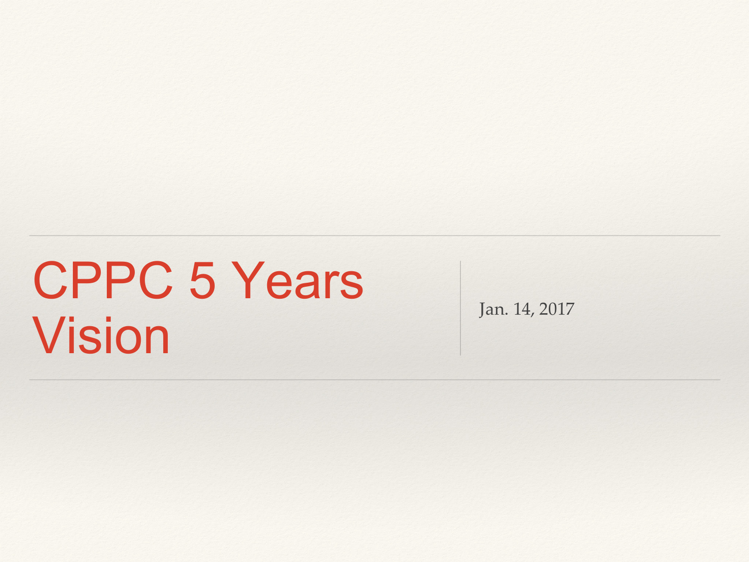# CPPC 5 Years Vision

Jan. 14, 2017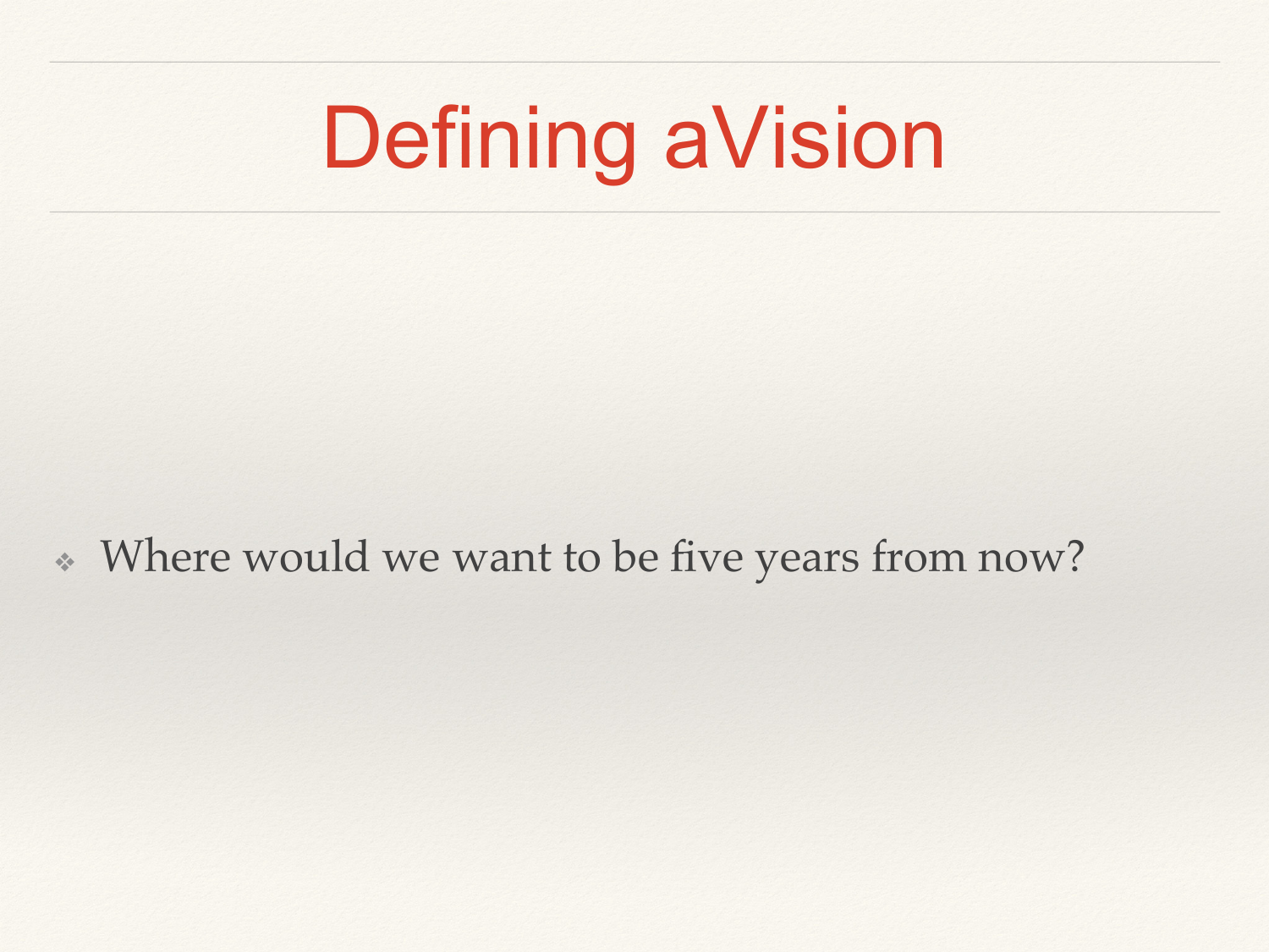# Defining aVision

- Where would we want to be five years from now?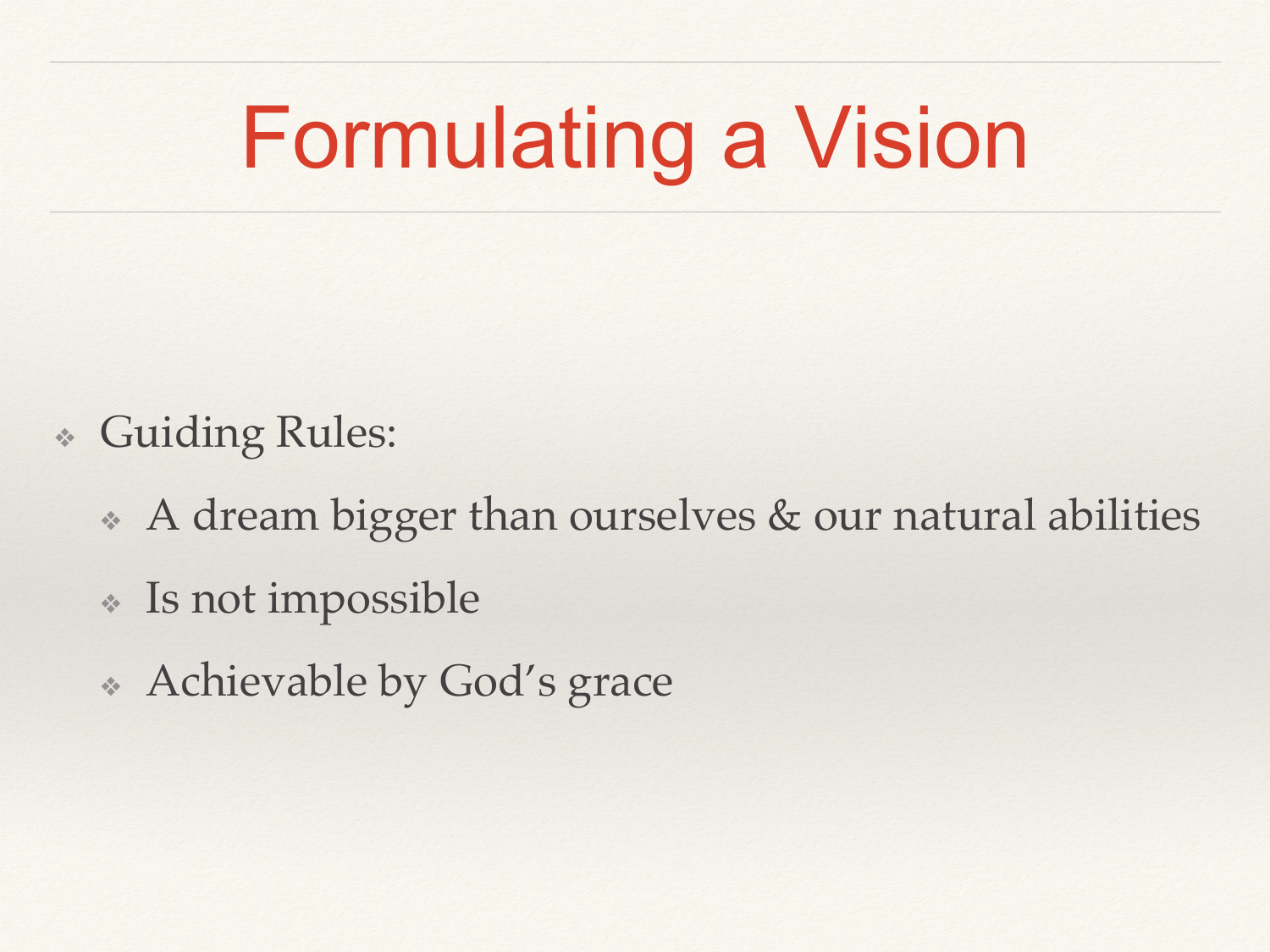# Formulating a Vision

- Guiding Rules:
  - A dream bigger than ourselves & our natural abilities
  - Is not impossible
  - Achievable by God's grace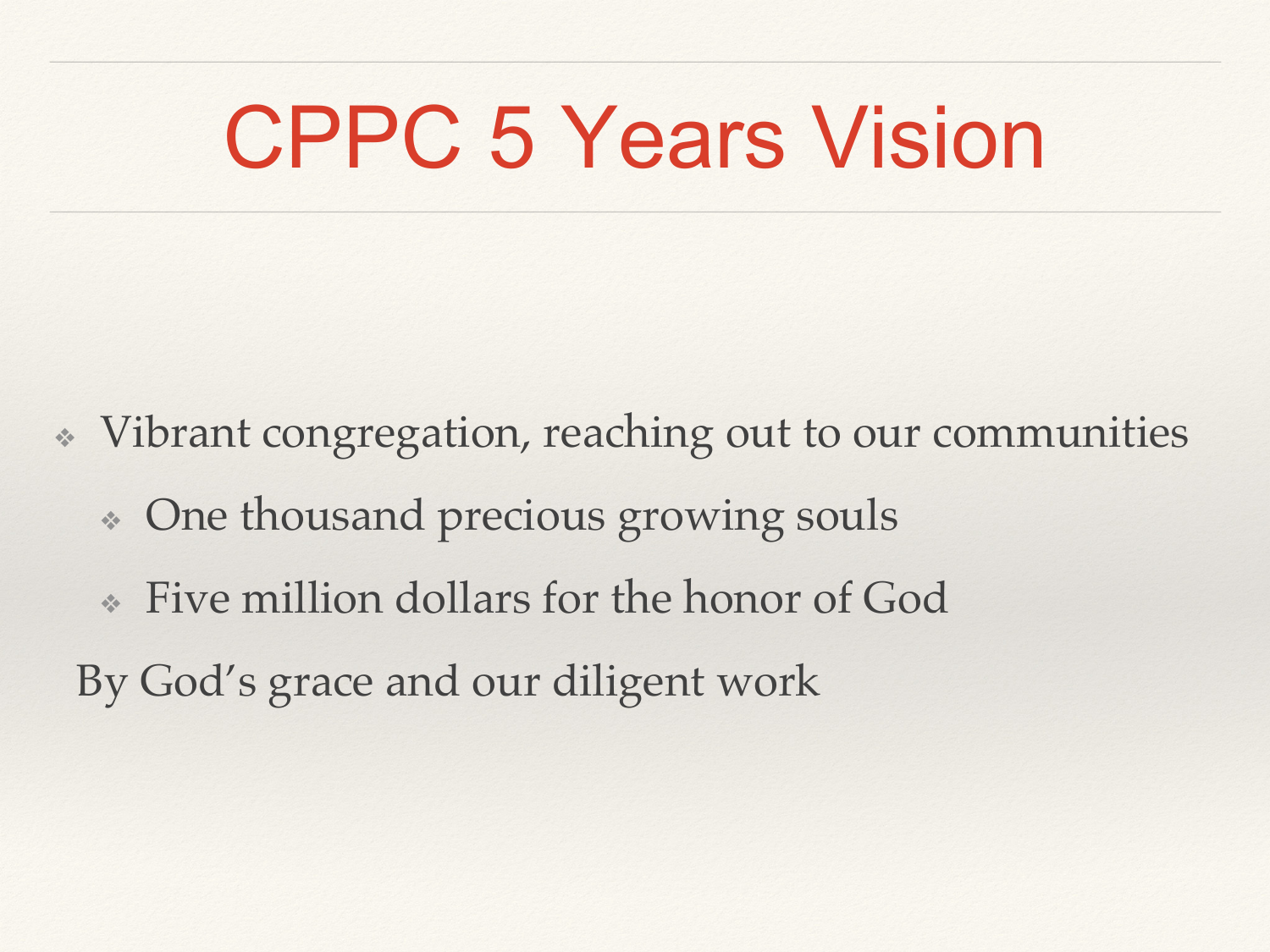# CPPC 5 Years Vision

- Vibrant congregation, reaching out to our communities
  - One thousand precious growing souls
  - Five million dollars for the honor of God

By God's grace and our diligent work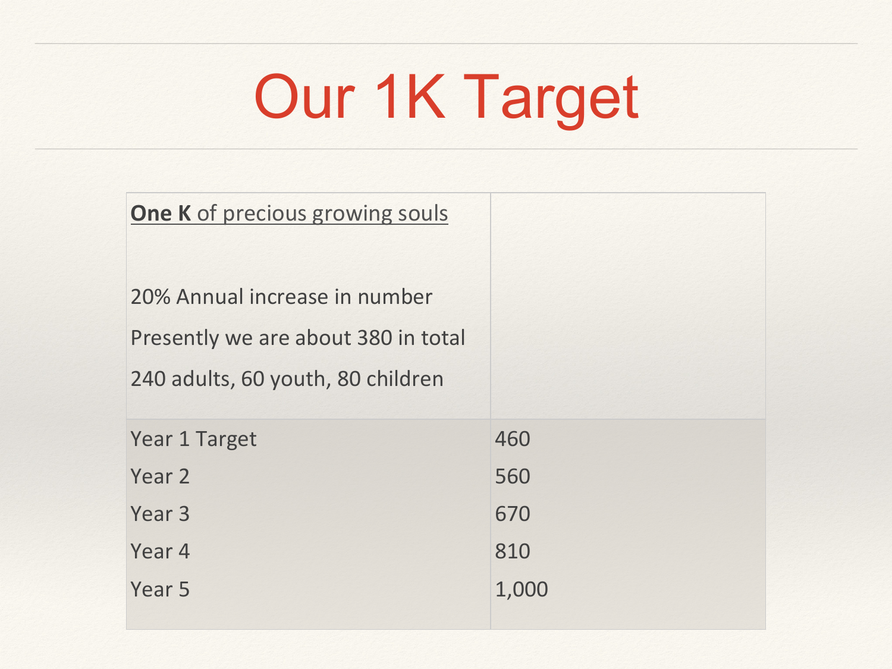# Our 1K Target

| **One K** of precious growing souls<br><br>20% Annual increase in number<br>Presently we are about 380 in total<br>240 adults, 60 youth, 80 children | |
|---|---|
| Year 1 Target | 460 |
| Year 2 | 560 |
| Year 3 | 670 |
| Year 4 | 810 |
| Year 5 | 1,000 |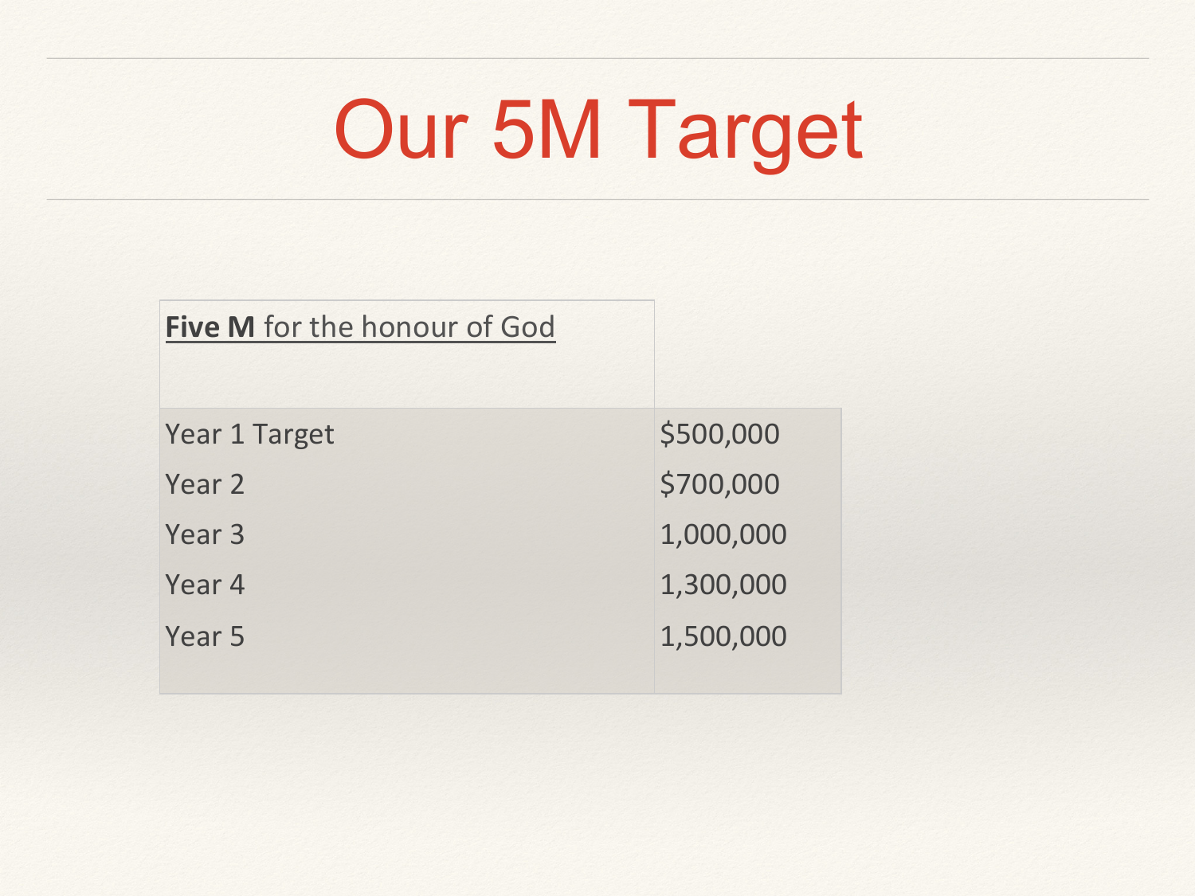# Our 5M Target

| **Five M** for the honour of God | |
|---|---|
| Year 1 Target | $500,000 |
| Year 2 | $700,000 |
| Year 3 | 1,000,000 |
| Year 4 | 1,300,000 |
| Year 5 | 1,500,000 |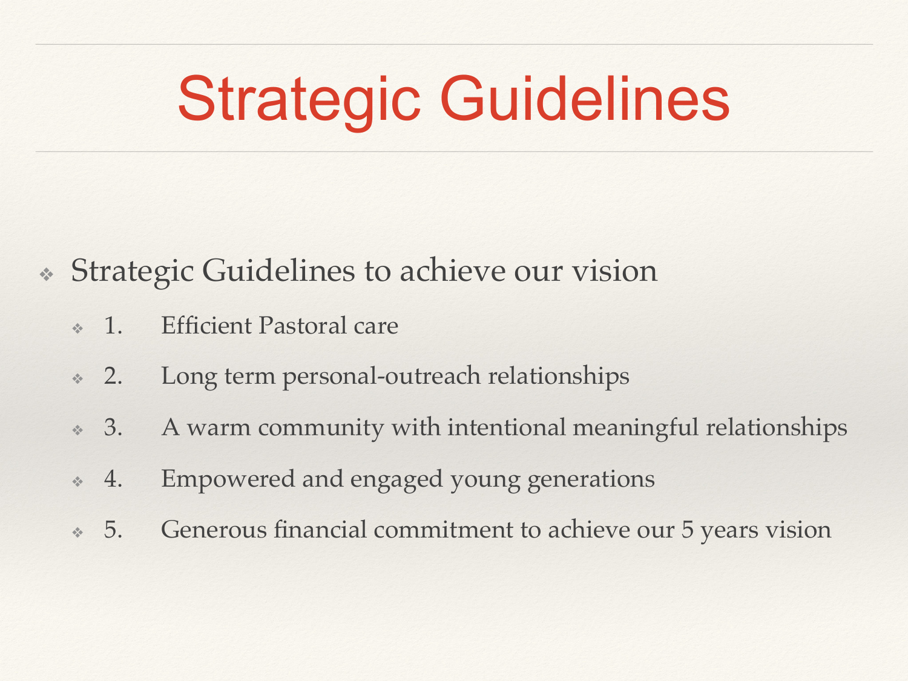# Strategic Guidelines

- Strategic Guidelines to achieve our vision
  - 1. Efficient Pastoral care
  - 2. Long term personal-outreach relationships
  - 3. A warm community with intentional meaningful relationships
  - 4. Empowered and engaged young generations
  - 5. Generous financial commitment to achieve our 5 years vision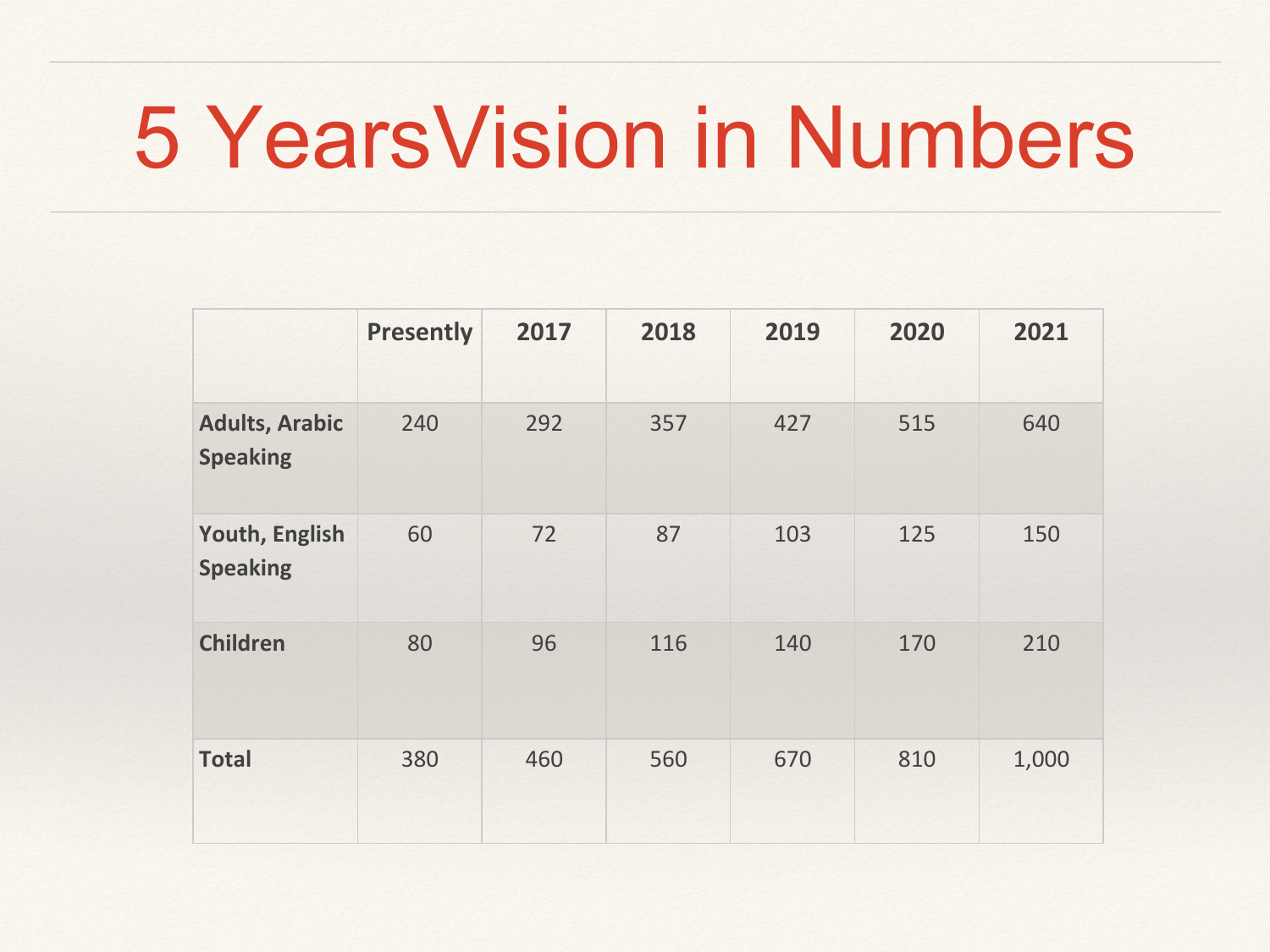# 5 YearsVision in Numbers

| | Presently | 2017 | 2018 | 2019 | 2020 | 2021 |
|---|---|---|---|---|---|---|
| **Adults, Arabic Speaking** | 240 | 292 | 357 | 427 | 515 | 640 |
| **Youth, English Speaking** | 60 | 72 | 87 | 103 | 125 | 150 |
| **Children** | 80 | 96 | 116 | 140 | 170 | 210 |
| **Total** | 380 | 460 | 560 | 670 | 810 | 1,000 |